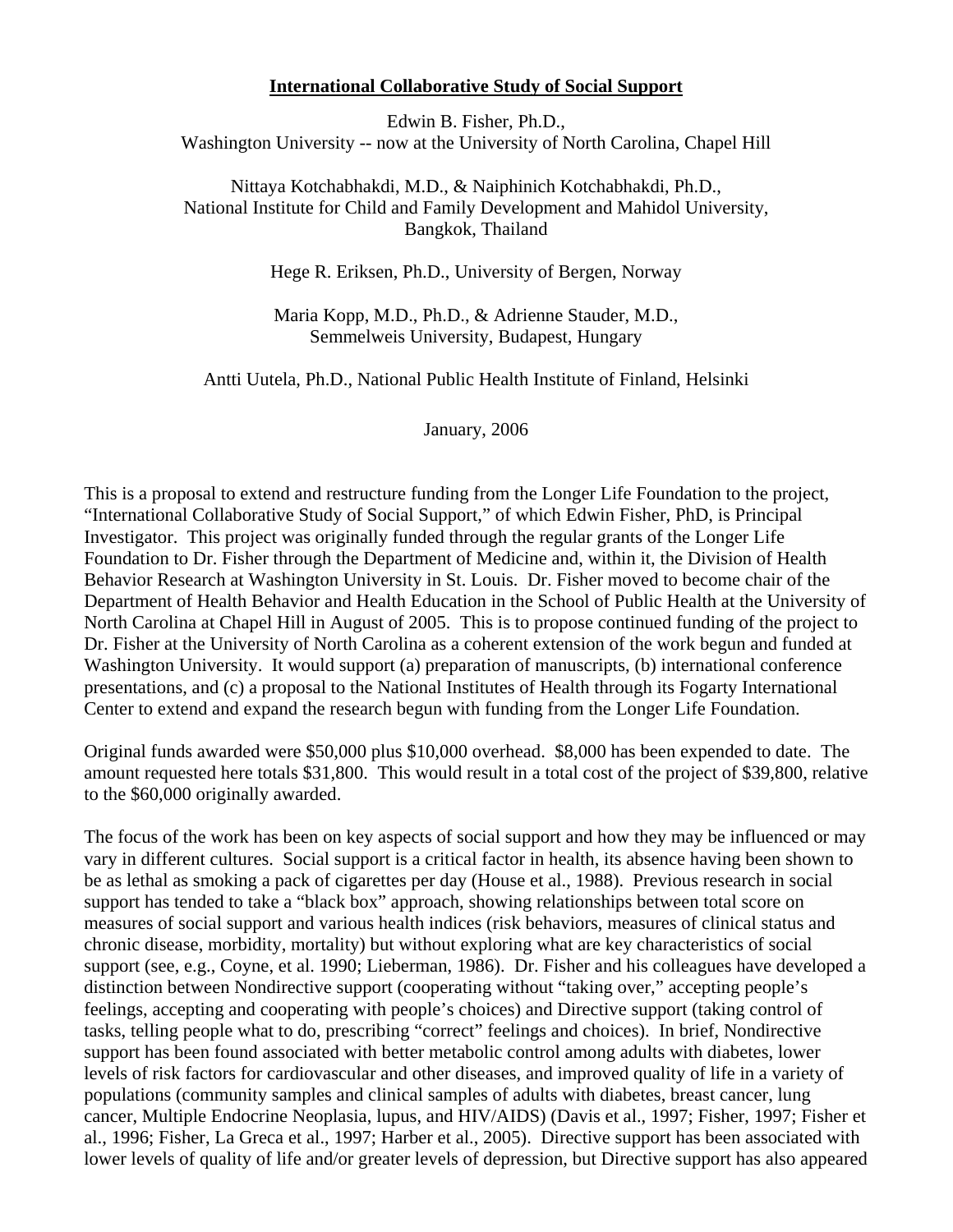# International Collaborative Study of Social Support

Edwin B. Fisher, Ph.D.,
Washington University -- now at the University of North Carolina, Chapel Hill

Nittaya Kotchabhakdi, M.D., & Naiphinich Kotchabhakdi, Ph.D.,
National Institute for Child and Family Development and Mahidol University,
Bangkok, Thailand

Hege R. Eriksen, Ph.D., University of Bergen, Norway

Maria Kopp, M.D., Ph.D., & Adrienne Stauder, M.D.,
Semmelweis University, Budapest, Hungary

Antti Uutela, Ph.D., National Public Health Institute of Finland, Helsinki

January, 2006

This is a proposal to extend and restructure funding from the Longer Life Foundation to the project, "International Collaborative Study of Social Support," of which Edwin Fisher, PhD, is Principal Investigator. This project was originally funded through the regular grants of the Longer Life Foundation to Dr. Fisher through the Department of Medicine and, within it, the Division of Health Behavior Research at Washington University in St. Louis. Dr. Fisher moved to become chair of the Department of Health Behavior and Health Education in the School of Public Health at the University of North Carolina at Chapel Hill in August of 2005. This is to propose continued funding of the project to Dr. Fisher at the University of North Carolina as a coherent extension of the work begun and funded at Washington University. It would support (a) preparation of manuscripts, (b) international conference presentations, and (c) a proposal to the National Institutes of Health through its Fogarty International Center to extend and expand the research begun with funding from the Longer Life Foundation.

Original funds awarded were $50,000 plus $10,000 overhead. $8,000 has been expended to date. The amount requested here totals $31,800. This would result in a total cost of the project of $39,800, relative to the $60,000 originally awarded.

The focus of the work has been on key aspects of social support and how they may be influenced or may vary in different cultures. Social support is a critical factor in health, its absence having been shown to be as lethal as smoking a pack of cigarettes per day (House et al., 1988). Previous research in social support has tended to take a "black box" approach, showing relationships between total score on measures of social support and various health indices (risk behaviors, measures of clinical status and chronic disease, morbidity, mortality) but without exploring what are key characteristics of social support (see, e.g., Coyne, et al. 1990; Lieberman, 1986). Dr. Fisher and his colleagues have developed a distinction between Nondirective support (cooperating without "taking over," accepting people's feelings, accepting and cooperating with people's choices) and Directive support (taking control of tasks, telling people what to do, prescribing "correct" feelings and choices). In brief, Nondirective support has been found associated with better metabolic control among adults with diabetes, lower levels of risk factors for cardiovascular and other diseases, and improved quality of life in a variety of populations (community samples and clinical samples of adults with diabetes, breast cancer, lung cancer, Multiple Endocrine Neoplasia, lupus, and HIV/AIDS) (Davis et al., 1997; Fisher, 1997; Fisher et al., 1996; Fisher, La Greca et al., 1997; Harber et al., 2005). Directive support has been associated with lower levels of quality of life and/or greater levels of depression, but Directive support has also appeared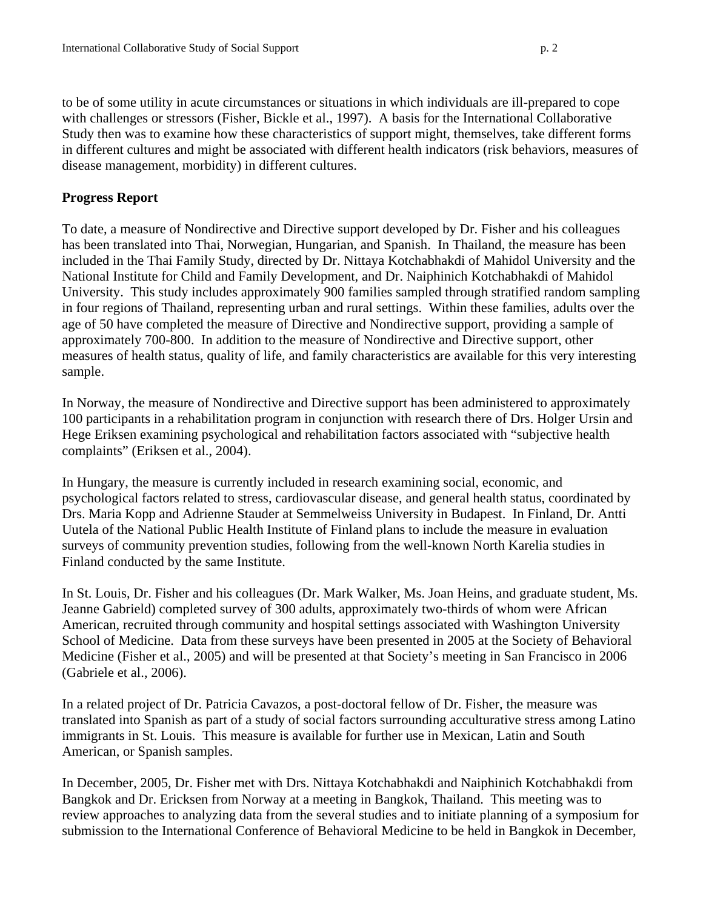to be of some utility in acute circumstances or situations in which individuals are ill-prepared to cope with challenges or stressors (Fisher, Bickle et al., 1997). A basis for the International Collaborative Study then was to examine how these characteristics of support might, themselves, take different forms in different cultures and might be associated with different health indicators (risk behaviors, measures of disease management, morbidity) in different cultures.

**Progress Report**

To date, a measure of Nondirective and Directive support developed by Dr. Fisher and his colleagues has been translated into Thai, Norwegian, Hungarian, and Spanish. In Thailand, the measure has been included in the Thai Family Study, directed by Dr. Nittaya Kotchabhakdi of Mahidol University and the National Institute for Child and Family Development, and Dr. Naiphinich Kotchabhakdi of Mahidol University. This study includes approximately 900 families sampled through stratified random sampling in four regions of Thailand, representing urban and rural settings. Within these families, adults over the age of 50 have completed the measure of Directive and Nondirective support, providing a sample of approximately 700-800. In addition to the measure of Nondirective and Directive support, other measures of health status, quality of life, and family characteristics are available for this very interesting sample.

In Norway, the measure of Nondirective and Directive support has been administered to approximately 100 participants in a rehabilitation program in conjunction with research there of Drs. Holger Ursin and Hege Eriksen examining psychological and rehabilitation factors associated with "subjective health complaints" (Eriksen et al., 2004).

In Hungary, the measure is currently included in research examining social, economic, and psychological factors related to stress, cardiovascular disease, and general health status, coordinated by Drs. Maria Kopp and Adrienne Stauder at Semmelweiss University in Budapest. In Finland, Dr. Antti Uutela of the National Public Health Institute of Finland plans to include the measure in evaluation surveys of community prevention studies, following from the well-known North Karelia studies in Finland conducted by the same Institute.

In St. Louis, Dr. Fisher and his colleagues (Dr. Mark Walker, Ms. Joan Heins, and graduate student, Ms. Jeanne Gabrield) completed survey of 300 adults, approximately two-thirds of whom were African American, recruited through community and hospital settings associated with Washington University School of Medicine. Data from these surveys have been presented in 2005 at the Society of Behavioral Medicine (Fisher et al., 2005) and will be presented at that Society's meeting in San Francisco in 2006 (Gabriele et al., 2006).

In a related project of Dr. Patricia Cavazos, a post-doctoral fellow of Dr. Fisher, the measure was translated into Spanish as part of a study of social factors surrounding acculturative stress among Latino immigrants in St. Louis. This measure is available for further use in Mexican, Latin and South American, or Spanish samples.

In December, 2005, Dr. Fisher met with Drs. Nittaya Kotchabhakdi and Naiphinich Kotchabhakdi from Bangkok and Dr. Ericksen from Norway at a meeting in Bangkok, Thailand. This meeting was to review approaches to analyzing data from the several studies and to initiate planning of a symposium for submission to the International Conference of Behavioral Medicine to be held in Bangkok in December,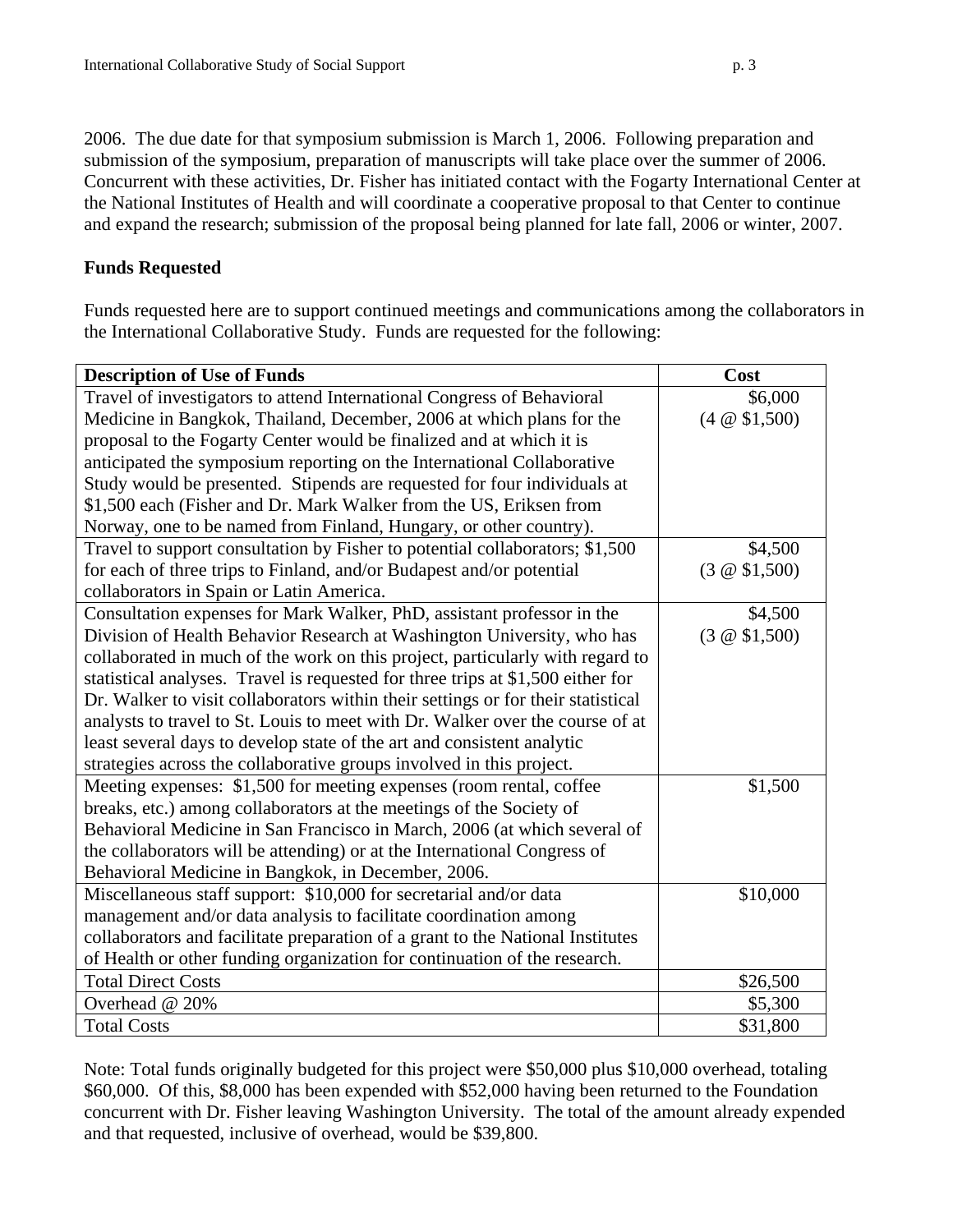2006. The due date for that symposium submission is March 1, 2006. Following preparation and submission of the symposium, preparation of manuscripts will take place over the summer of 2006. Concurrent with these activities, Dr. Fisher has initiated contact with the Fogarty International Center at the National Institutes of Health and will coordinate a cooperative proposal to that Center to continue and expand the research; submission of the proposal being planned for late fall, 2006 or winter, 2007.

**Funds Requested**

Funds requested here are to support continued meetings and communications among the collaborators in the International Collaborative Study. Funds are requested for the following:

| **Description of Use of Funds** | **Cost** |
|---|---|
| Travel of investigators to attend International Congress of Behavioral Medicine in Bangkok, Thailand, December, 2006 at which plans for the proposal to the Fogarty Center would be finalized and at which it is anticipated the symposium reporting on the International Collaborative Study would be presented. Stipends are requested for four individuals at $1,500 each (Fisher and Dr. Mark Walker from the US, Eriksen from Norway, one to be named from Finland, Hungary, or other country). | $6,000 (4 @ $1,500) |
| Travel to support consultation by Fisher to potential collaborators; $1,500 for each of three trips to Finland, and/or Budapest and/or potential collaborators in Spain or Latin America. | $4,500 (3 @ $1,500) |
| Consultation expenses for Mark Walker, PhD, assistant professor in the Division of Health Behavior Research at Washington University, who has collaborated in much of the work on this project, particularly with regard to statistical analyses. Travel is requested for three trips at $1,500 either for Dr. Walker to visit collaborators within their settings or for their statistical analysts to travel to St. Louis to meet with Dr. Walker over the course of at least several days to develop state of the art and consistent analytic strategies across the collaborative groups involved in this project. | $4,500 (3 @ $1,500) |
| Meeting expenses: $1,500 for meeting expenses (room rental, coffee breaks, etc.) among collaborators at the meetings of the Society of Behavioral Medicine in San Francisco in March, 2006 (at which several of the collaborators will be attending) or at the International Congress of Behavioral Medicine in Bangkok, in December, 2006. | $1,500 |
| Miscellaneous staff support: $10,000 for secretarial and/or data management and/or data analysis to facilitate coordination among collaborators and facilitate preparation of a grant to the National Institutes of Health or other funding organization for continuation of the research. | $10,000 |
| Total Direct Costs | $26,500 |
| Overhead @ 20% | $5,300 |
| Total Costs | $31,800 |

Note: Total funds originally budgeted for this project were $50,000 plus $10,000 overhead, totaling $60,000. Of this, $8,000 has been expended with $52,000 having been returned to the Foundation concurrent with Dr. Fisher leaving Washington University. The total of the amount already expended and that requested, inclusive of overhead, would be $39,800.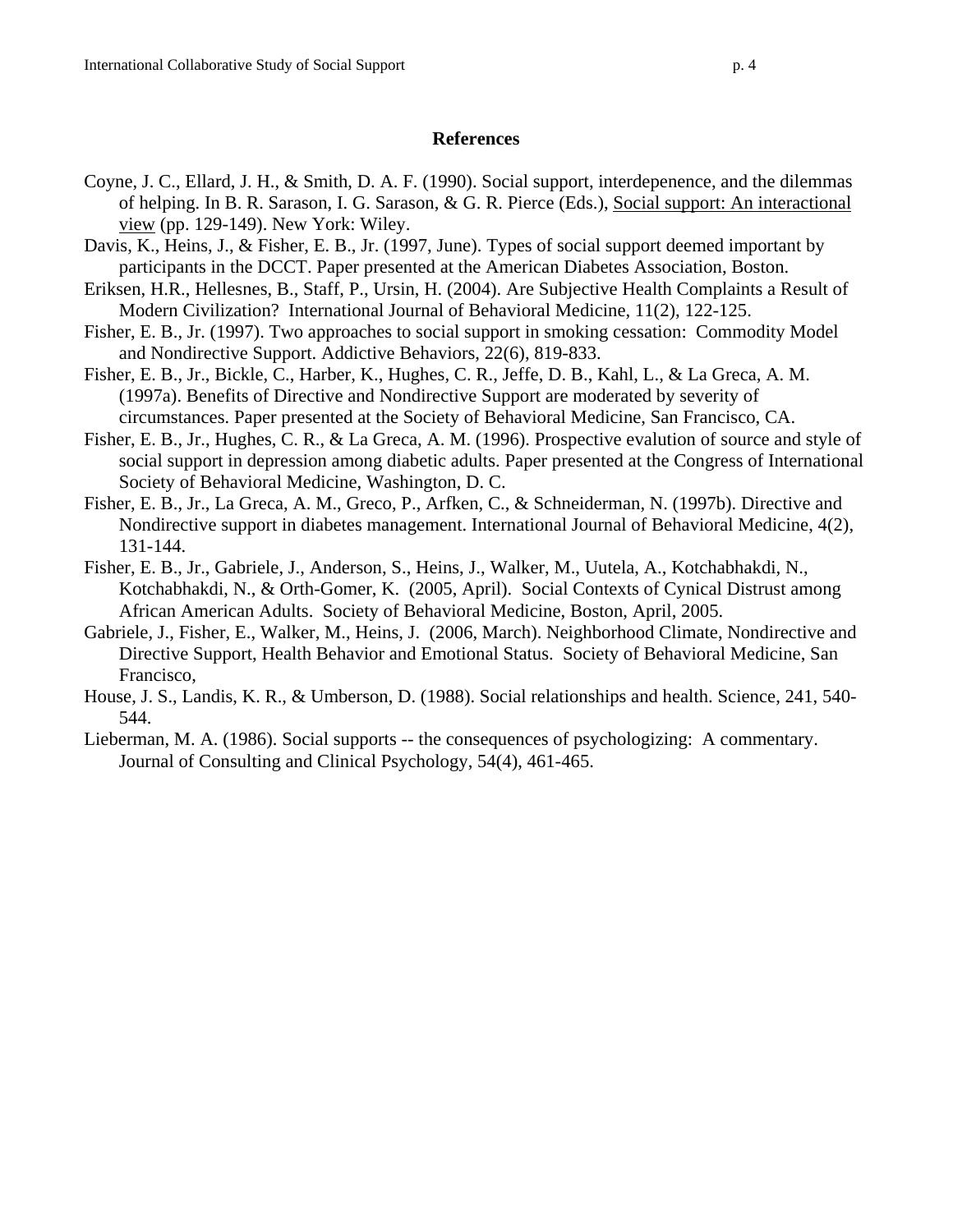## References

Coyne, J. C., Ellard, J. H., & Smith, D. A. F. (1990). Social support, interdepenence, and the dilemmas of helping. In B. R. Sarason, I. G. Sarason, & G. R. Pierce (Eds.), Social support: An interactional view (pp. 129-149). New York: Wiley.

Davis, K., Heins, J., & Fisher, E. B., Jr. (1997, June). Types of social support deemed important by participants in the DCCT. Paper presented at the American Diabetes Association, Boston.

Eriksen, H.R., Hellesnes, B., Staff, P., Ursin, H. (2004). Are Subjective Health Complaints a Result of Modern Civilization? International Journal of Behavioral Medicine, 11(2), 122-125.

Fisher, E. B., Jr. (1997). Two approaches to social support in smoking cessation: Commodity Model and Nondirective Support. Addictive Behaviors, 22(6), 819-833.

Fisher, E. B., Jr., Bickle, C., Harber, K., Hughes, C. R., Jeffe, D. B., Kahl, L., & La Greca, A. M. (1997a). Benefits of Directive and Nondirective Support are moderated by severity of circumstances. Paper presented at the Society of Behavioral Medicine, San Francisco, CA.

Fisher, E. B., Jr., Hughes, C. R., & La Greca, A. M. (1996). Prospective evalution of source and style of social support in depression among diabetic adults. Paper presented at the Congress of International Society of Behavioral Medicine, Washington, D. C.

Fisher, E. B., Jr., La Greca, A. M., Greco, P., Arfken, C., & Schneiderman, N. (1997b). Directive and Nondirective support in diabetes management. International Journal of Behavioral Medicine, 4(2), 131-144.

Fisher, E. B., Jr., Gabriele, J., Anderson, S., Heins, J., Walker, M., Uutela, A., Kotchabhakdi, N., Kotchabhakdi, N., & Orth-Gomer, K. (2005, April). Social Contexts of Cynical Distrust among African American Adults. Society of Behavioral Medicine, Boston, April, 2005.

Gabriele, J., Fisher, E., Walker, M., Heins, J. (2006, March). Neighborhood Climate, Nondirective and Directive Support, Health Behavior and Emotional Status. Society of Behavioral Medicine, San Francisco,

House, J. S., Landis, K. R., & Umberson, D. (1988). Social relationships and health. Science, 241, 540-544.

Lieberman, M. A. (1986). Social supports -- the consequences of psychologizing: A commentary. Journal of Consulting and Clinical Psychology, 54(4), 461-465.